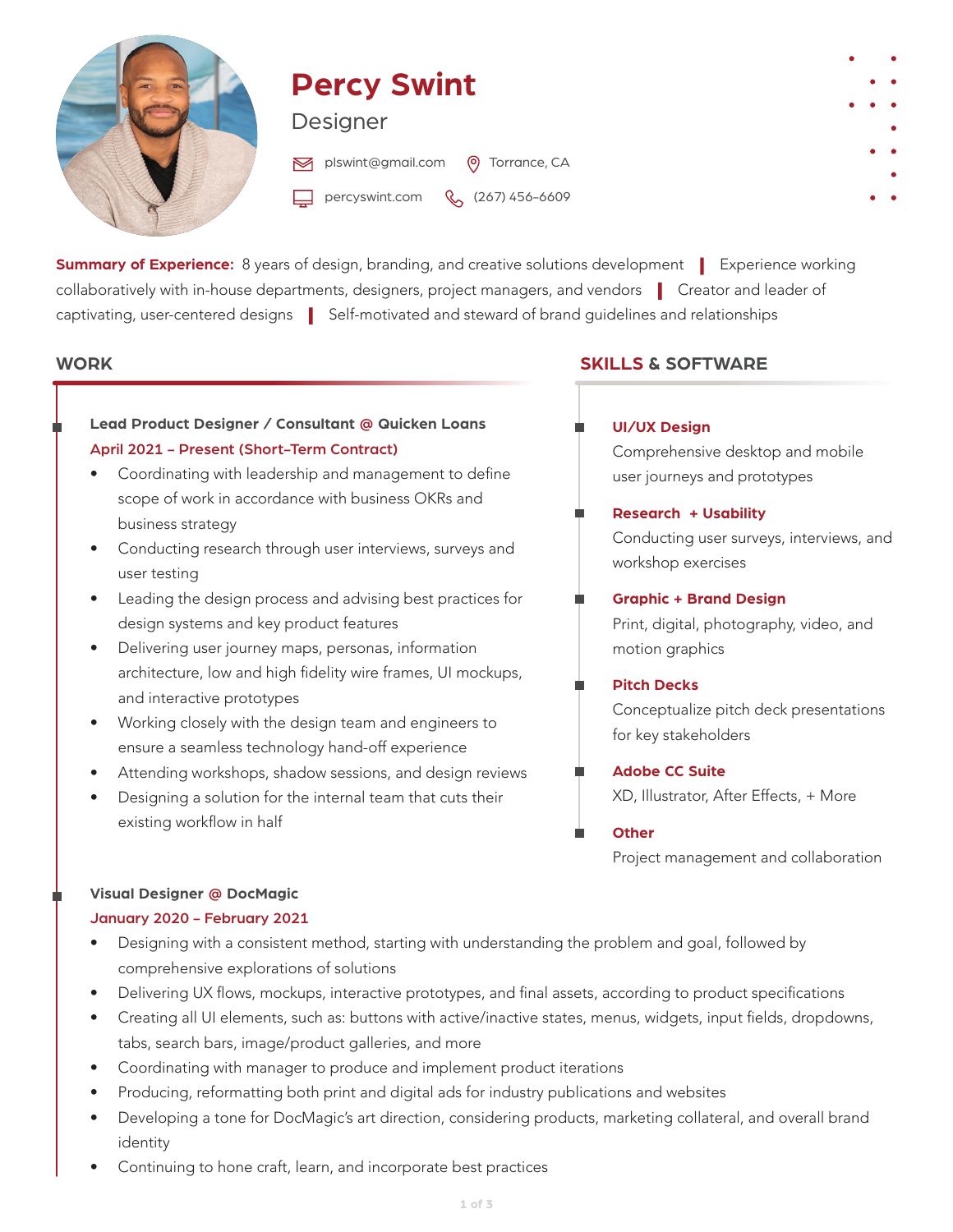# Percy Swint

## Designer

plswint@gmail.com | Torrance, CA

percyswint.com | (267) 456-6609

**Summary of Experience:** 8 years of design, branding, and creative solutions development | Experience working collaboratively with in-house departments, designers, project managers, and vendors | Creator and leader of captivating, user-centered designs | Self-motivated and steward of brand guidelines and relationships

## WORK

### Lead Product Designer / Consultant @ Quicken Loans

**April 2021 – Present (Short-Term Contract)**

- Coordinating with leadership and management to define scope of work in accordance with business OKRs and business strategy
- Conducting research through user interviews, surveys and user testing
- Leading the design process and advising best practices for design systems and key product features
- Delivering user journey maps, personas, information architecture, low and high fidelity wire frames, UI mockups, and interactive prototypes
- Working closely with the design team and engineers to ensure a seamless technology hand-off experience
- Attending workshops, shadow sessions, and design reviews
- Designing a solution for the internal team that cuts their existing workflow in half

### Visual Designer @ DocMagic

**January 2020 – February 2021**

- Designing with a consistent method, starting with understanding the problem and goal, followed by comprehensive explorations of solutions
- Delivering UX flows, mockups, interactive prototypes, and final assets, according to product specifications
- Creating all UI elements, such as: buttons with active/inactive states, menus, widgets, input fields, dropdowns, tabs, search bars, image/product galleries, and more
- Coordinating with manager to produce and implement product iterations
- Producing, reformatting both print and digital ads for industry publications and websites
- Developing a tone for DocMagic's art direction, considering products, marketing collateral, and overall brand identity
- Continuing to hone craft, learn, and incorporate best practices

## SKILLS & SOFTWARE

**UI/UX Design**
Comprehensive desktop and mobile user journeys and prototypes

**Research + Usability**
Conducting user surveys, interviews, and workshop exercises

**Graphic + Brand Design**
Print, digital, photography, video, and motion graphics

**Pitch Decks**
Conceptualize pitch deck presentations for key stakeholders

**Adobe CC Suite**
XD, Illustrator, After Effects, + More

**Other**
Project management and collaboration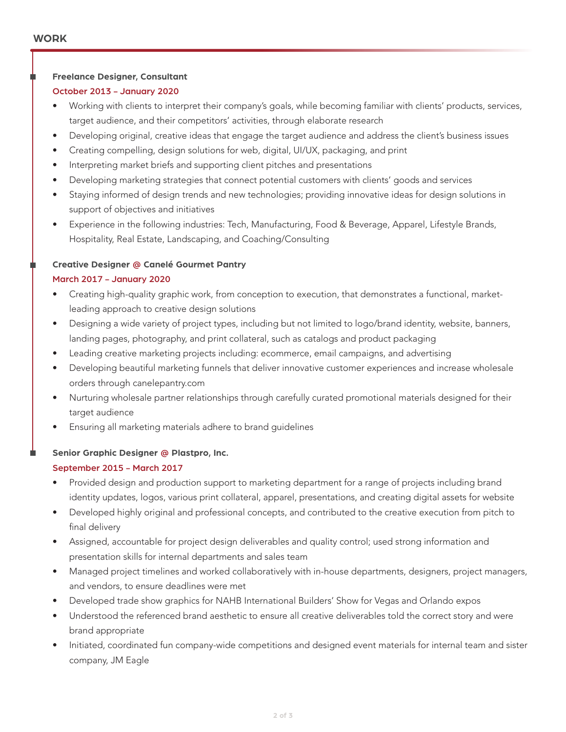## WORK

**Freelance Designer, Consultant**
October 2013 – January 2020

- Working with clients to interpret their company's goals, while becoming familiar with clients' products, services, target audience, and their competitors' activities, through elaborate research
- Developing original, creative ideas that engage the target audience and address the client's business issues
- Creating compelling, design solutions for web, digital, UI/UX, packaging, and print
- Interpreting market briefs and supporting client pitches and presentations
- Developing marketing strategies that connect potential customers with clients' goods and services
- Staying informed of design trends and new technologies; providing innovative ideas for design solutions in support of objectives and initiatives
- Experience in the following industries: Tech, Manufacturing, Food & Beverage, Apparel, Lifestyle Brands, Hospitality, Real Estate, Landscaping, and Coaching/Consulting

**Creative Designer @ Canelé Gourmet Pantry**
March 2017 – January 2020

- Creating high-quality graphic work, from conception to execution, that demonstrates a functional, market-leading approach to creative design solutions
- Designing a wide variety of project types, including but not limited to logo/brand identity, website, banners, landing pages, photography, and print collateral, such as catalogs and product packaging
- Leading creative marketing projects including: ecommerce, email campaigns, and advertising
- Developing beautiful marketing funnels that deliver innovative customer experiences and increase wholesale orders through canelepantry.com
- Nurturing wholesale partner relationships through carefully curated promotional materials designed for their target audience
- Ensuring all marketing materials adhere to brand guidelines

**Senior Graphic Designer @ Plastpro, Inc.**
September 2015 – March 2017

- Provided design and production support to marketing department for a range of projects including brand identity updates, logos, various print collateral, apparel, presentations, and creating digital assets for website
- Developed highly original and professional concepts, and contributed to the creative execution from pitch to final delivery
- Assigned, accountable for project design deliverables and quality control; used strong information and presentation skills for internal departments and sales team
- Managed project timelines and worked collaboratively with in-house departments, designers, project managers, and vendors, to ensure deadlines were met
- Developed trade show graphics for NAHB International Builders' Show for Vegas and Orlando expos
- Understood the referenced brand aesthetic to ensure all creative deliverables told the correct story and were brand appropriate
- Initiated, coordinated fun company-wide competitions and designed event materials for internal team and sister company, JM Eagle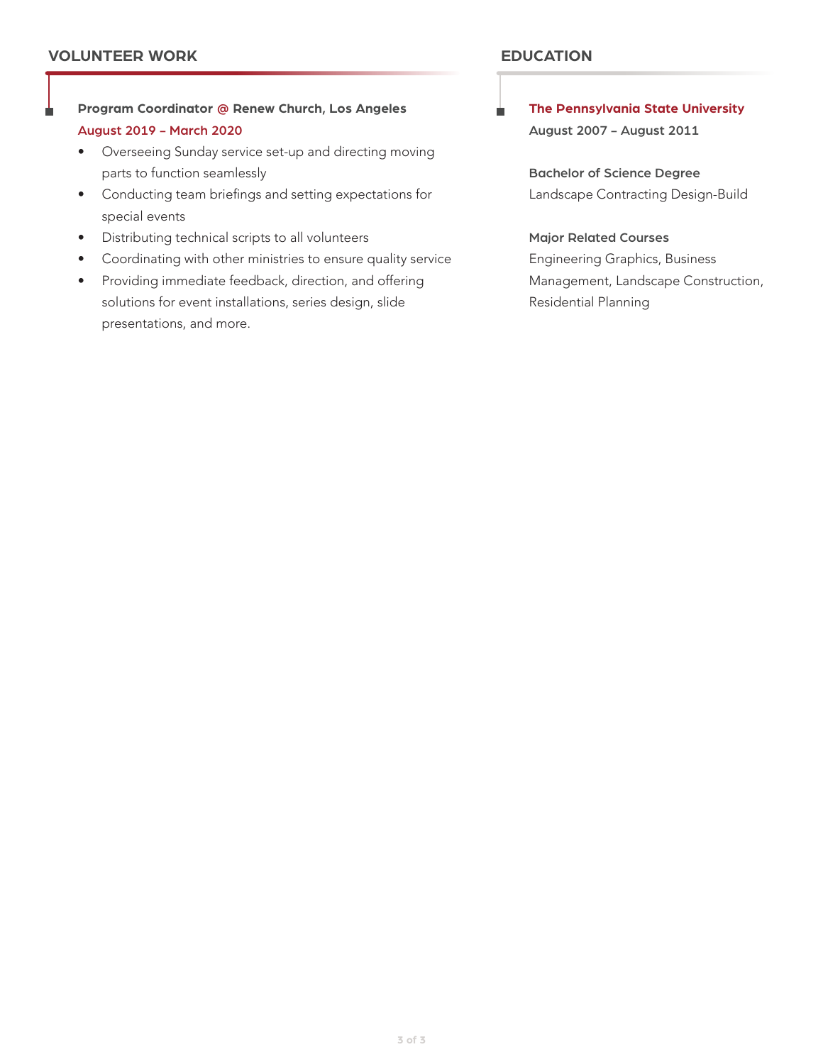## VOLUNTEER WORK

**Program Coordinator @ Renew Church, Los Angeles**
August 2019 – March 2020

- Overseeing Sunday service set-up and directing moving parts to function seamlessly
- Conducting team briefings and setting expectations for special events
- Distributing technical scripts to all volunteers
- Coordinating with other ministries to ensure quality service
- Providing immediate feedback, direction, and offering solutions for event installations, series design, slide presentations, and more.

## EDUCATION

**The Pennsylvania State University**
August 2007 – August 2011

**Bachelor of Science Degree**
Landscape Contracting Design-Build

**Major Related Courses**
Engineering Graphics, Business Management, Landscape Construction, Residential Planning